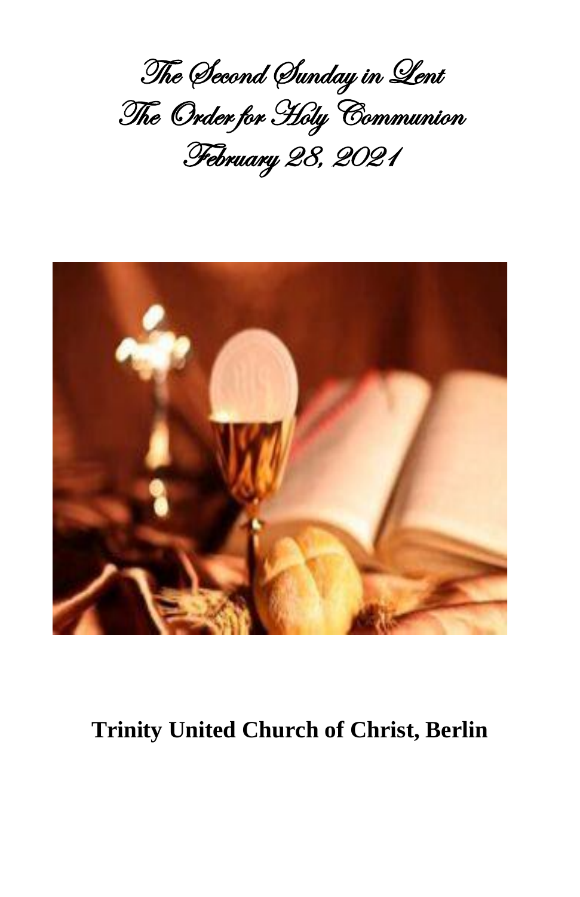# The Second Sunday in Lent
# The Order for Holy Communion
# February 28, 2021

**Trinity United Church of Christ, Berlin**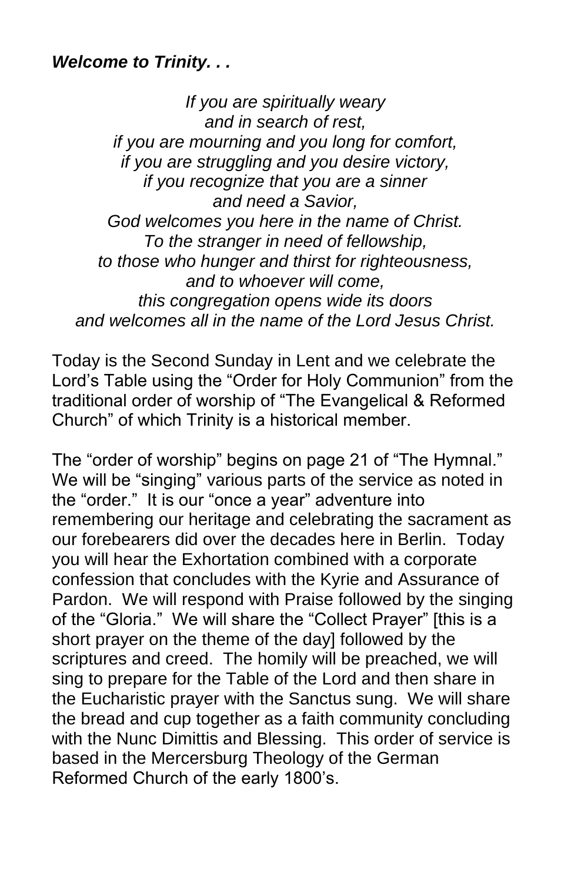***Welcome to Trinity. . .***

*If you are spiritually weary*
*and in search of rest,*
*if you are mourning and you long for comfort,*
*if you are struggling and you desire victory,*
*if you recognize that you are a sinner*
*and need a Savior,*
*God welcomes you here in the name of Christ.*
*To the stranger in need of fellowship,*
*to those who hunger and thirst for righteousness,*
*and to whoever will come,*
*this congregation opens wide its doors*
*and welcomes all in the name of the Lord Jesus Christ.*

Today is the Second Sunday in Lent and we celebrate the Lord's Table using the "Order for Holy Communion" from the traditional order of worship of "The Evangelical & Reformed Church" of which Trinity is a historical member.

The "order of worship" begins on page 21 of "The Hymnal." We will be "singing" various parts of the service as noted in the "order." It is our "once a year" adventure into remembering our heritage and celebrating the sacrament as our forebearers did over the decades here in Berlin. Today you will hear the Exhortation combined with a corporate confession that concludes with the Kyrie and Assurance of Pardon. We will respond with Praise followed by the singing of the "Gloria." We will share the "Collect Prayer" [this is a short prayer on the theme of the day] followed by the scriptures and creed. The homily will be preached, we will sing to prepare for the Table of the Lord and then share in the Eucharistic prayer with the Sanctus sung. We will share the bread and cup together as a faith community concluding with the Nunc Dimittis and Blessing. This order of service is based in the Mercersburg Theology of the German Reformed Church of the early 1800's.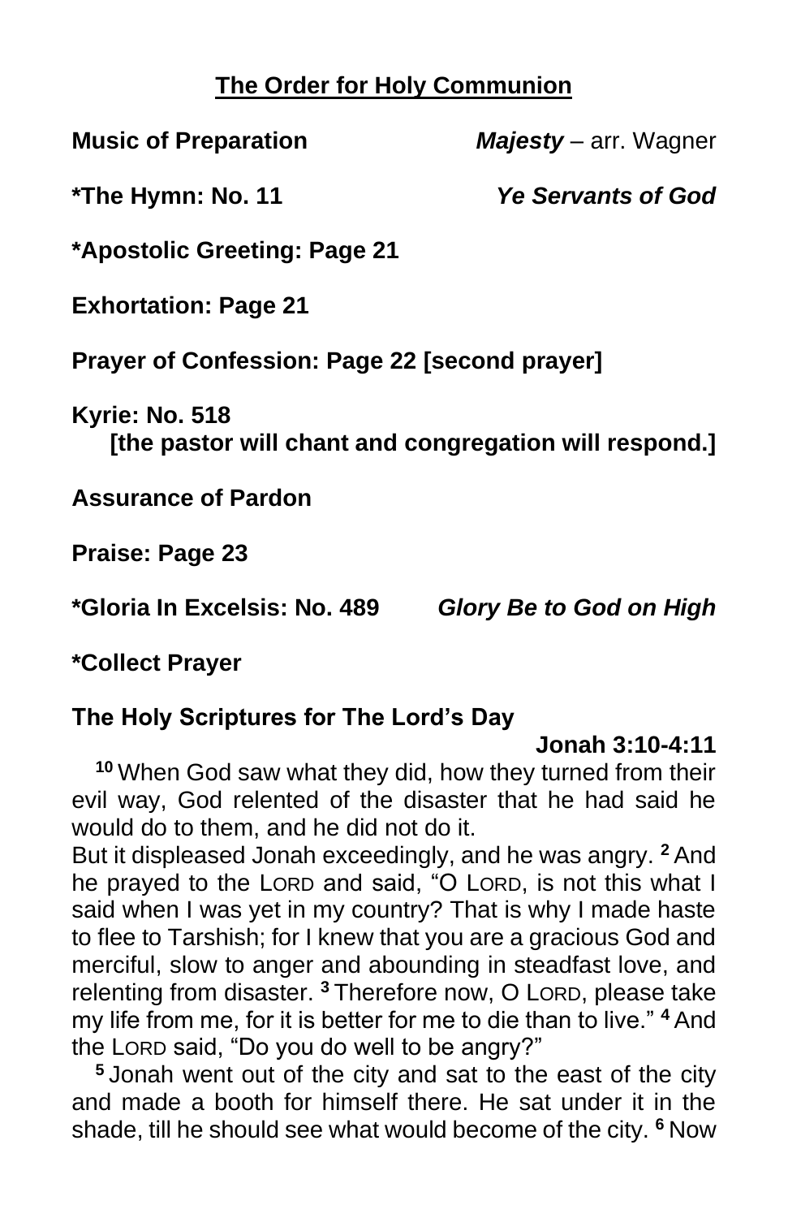## The Order for Holy Communion

**Music of Preparation** ***Majesty*** – arr. Wagner

**\*The Hymn: No. 11** ***Ye Servants of God***

**\*Apostolic Greeting: Page 21**

**Exhortation: Page 21**

**Prayer of Confession: Page 22 [second prayer]**

**Kyrie: No. 518**
**[the pastor will chant and congregation will respond.]**

**Assurance of Pardon**

**Praise: Page 23**

**\*Gloria In Excelsis: No. 489** ***Glory Be to God on High***

**\*Collect Prayer**

**The Holy Scriptures for The Lord's Day**

**Jonah 3:10-4:11**

**10** When God saw what they did, how they turned from their evil way, God relented of the disaster that he had said he would do to them, and he did not do it.

But it displeased Jonah exceedingly, and he was angry. **2** And he prayed to the LORD and said, "O LORD, is not this what I said when I was yet in my country? That is why I made haste to flee to Tarshish; for I knew that you are a gracious God and merciful, slow to anger and abounding in steadfast love, and relenting from disaster. **3** Therefore now, O LORD, please take my life from me, for it is better for me to die than to live." **4** And the LORD said, "Do you do well to be angry?"

**5** Jonah went out of the city and sat to the east of the city and made a booth for himself there. He sat under it in the shade, till he should see what would become of the city. **6** Now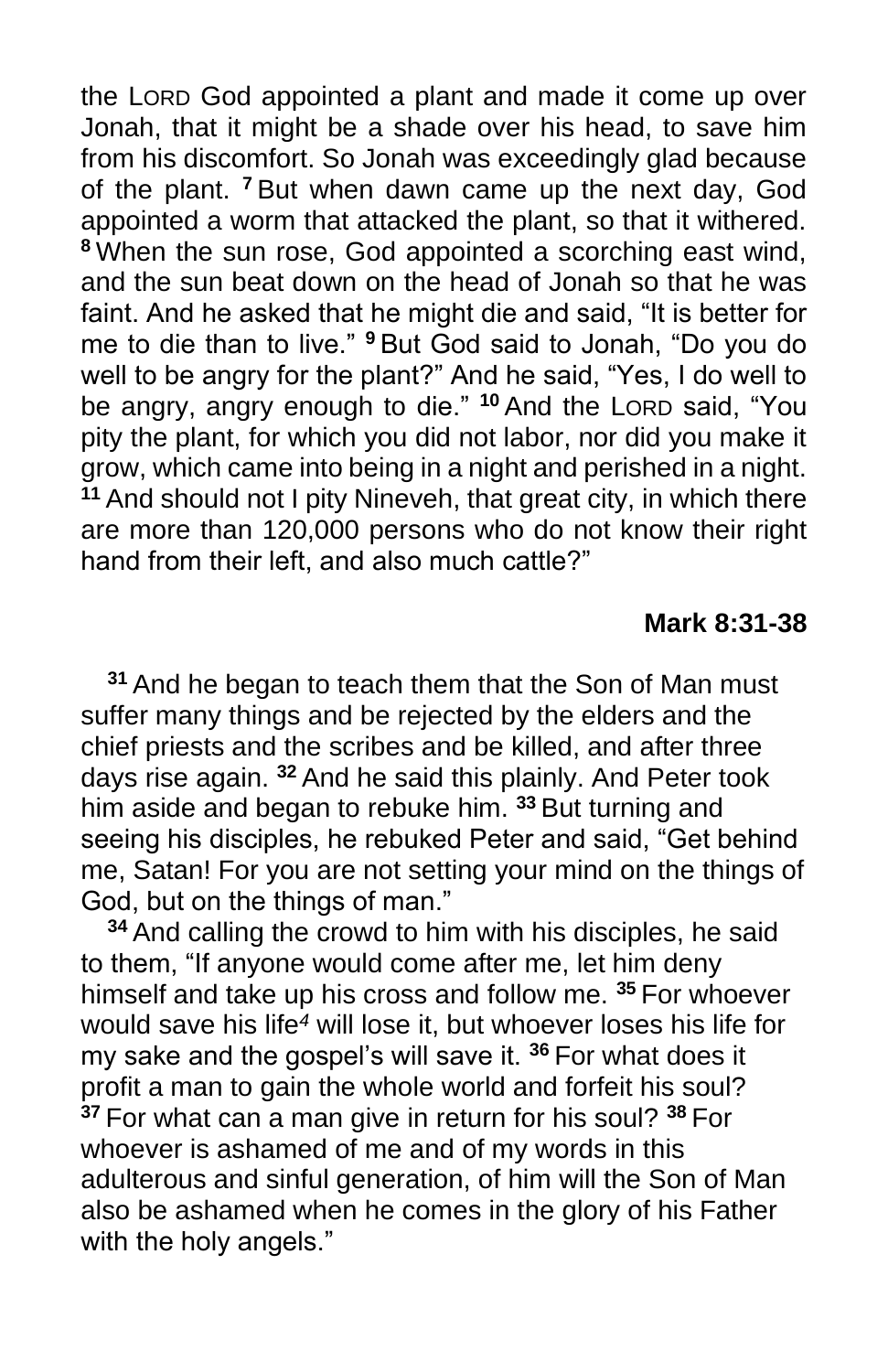the LORD God appointed a plant and made it come up over Jonah, that it might be a shade over his head, to save him from his discomfort. So Jonah was exceedingly glad because of the plant. **7** But when dawn came up the next day, God appointed a worm that attacked the plant, so that it withered. **8** When the sun rose, God appointed a scorching east wind, and the sun beat down on the head of Jonah so that he was faint. And he asked that he might die and said, "It is better for me to die than to live." **9** But God said to Jonah, "Do you do well to be angry for the plant?" And he said, "Yes, I do well to be angry, angry enough to die." **10** And the LORD said, "You pity the plant, for which you did not labor, nor did you make it grow, which came into being in a night and perished in a night. **11** And should not I pity Nineveh, that great city, in which there are more than 120,000 persons who do not know their right hand from their left, and also much cattle?"

**Mark 8:31-38**

**31** And he began to teach them that the Son of Man must suffer many things and be rejected by the elders and the chief priests and the scribes and be killed, and after three days rise again. **32** And he said this plainly. And Peter took him aside and began to rebuke him. **33** But turning and seeing his disciples, he rebuked Peter and said, "Get behind me, Satan! For you are not setting your mind on the things of God, but on the things of man."

**34** And calling the crowd to him with his disciples, he said to them, "If anyone would come after me, let him deny himself and take up his cross and follow me. **35** For whoever would save his life[4] will lose it, but whoever loses his life for my sake and the gospel's will save it. **36** For what does it profit a man to gain the whole world and forfeit his soul? **37** For what can a man give in return for his soul? **38** For whoever is ashamed of me and of my words in this adulterous and sinful generation, of him will the Son of Man also be ashamed when he comes in the glory of his Father with the holy angels."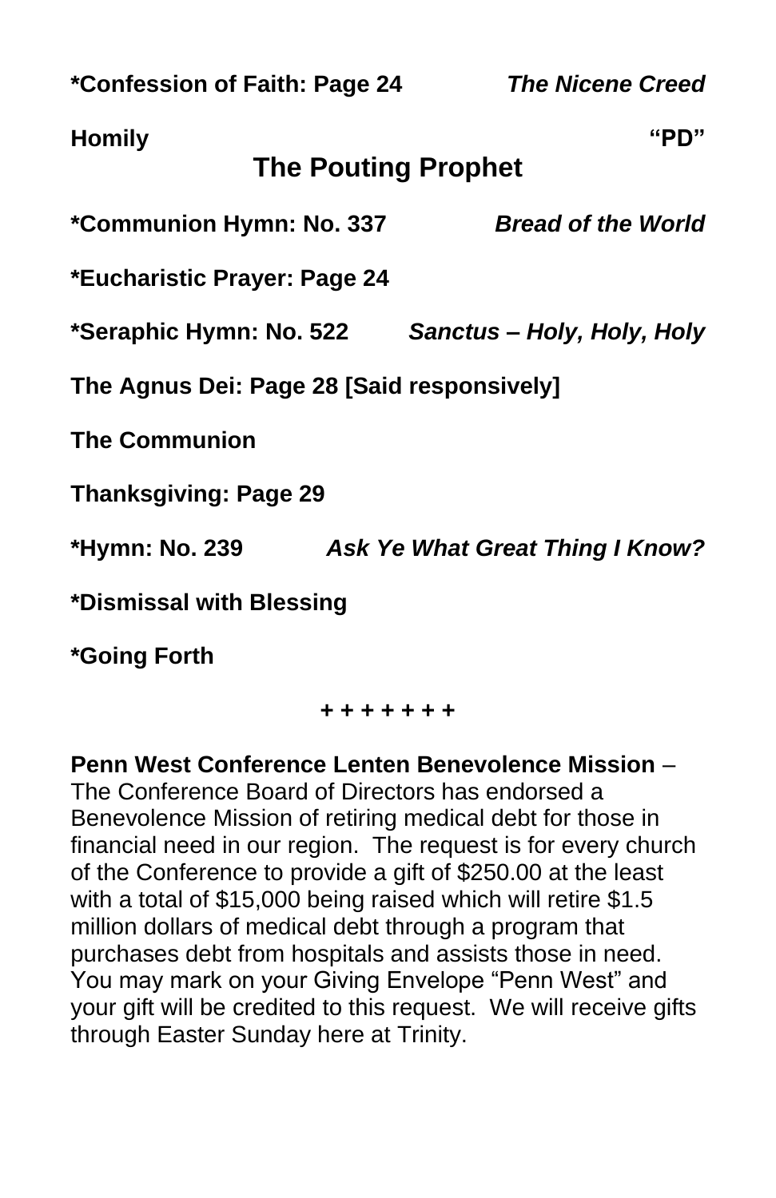**\*Confession of Faith: Page 24** ***The Nicene Creed***

**Homily** **"PD"**

## The Pouting Prophet

**\*Communion Hymn: No. 337** ***Bread of the World***

**\*Eucharistic Prayer: Page 24**

**\*Seraphic Hymn: No. 522** ***Sanctus – Holy, Holy, Holy***

**The Agnus Dei: Page 28 [Said responsively]**

**The Communion**

**Thanksgiving: Page 29**

**\*Hymn: No. 239** ***Ask Ye What Great Thing I Know?***

**\*Dismissal with Blessing**

**\*Going Forth**

**+ + + + + + +**

**Penn West Conference Lenten Benevolence Mission** – The Conference Board of Directors has endorsed a Benevolence Mission of retiring medical debt for those in financial need in our region. The request is for every church of the Conference to provide a gift of $250.00 at the least with a total of $15,000 being raised which will retire $1.5 million dollars of medical debt through a program that purchases debt from hospitals and assists those in need. You may mark on your Giving Envelope "Penn West" and your gift will be credited to this request. We will receive gifts through Easter Sunday here at Trinity.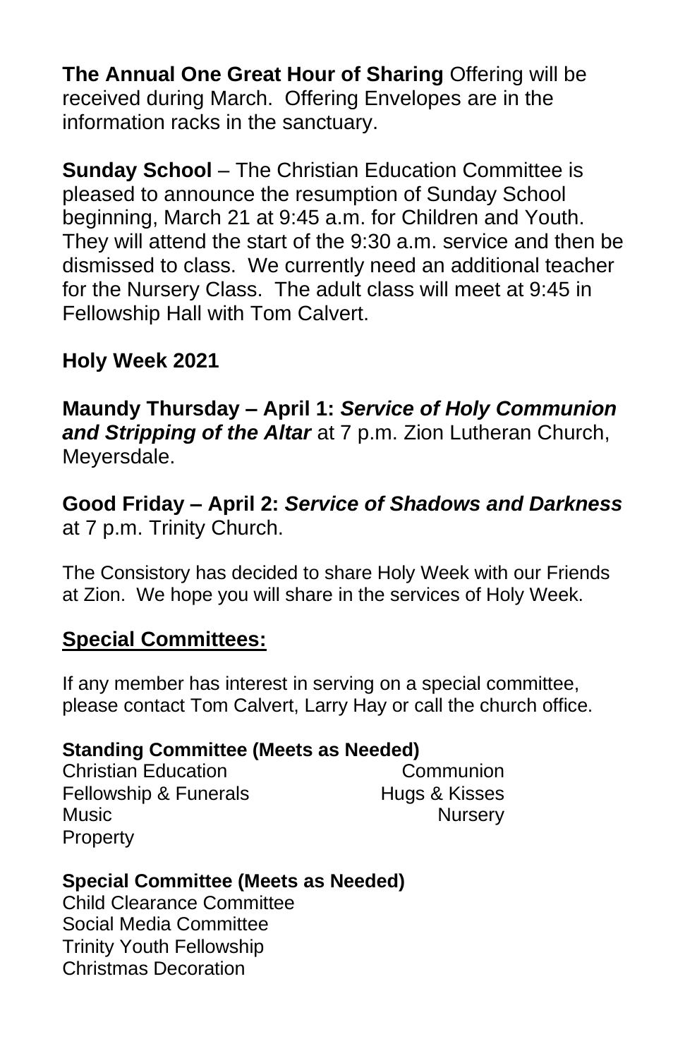**The Annual One Great Hour of Sharing** Offering will be received during March. Offering Envelopes are in the information racks in the sanctuary.

**Sunday School** – The Christian Education Committee is pleased to announce the resumption of Sunday School beginning, March 21 at 9:45 a.m. for Children and Youth. They will attend the start of the 9:30 a.m. service and then be dismissed to class. We currently need an additional teacher for the Nursery Class. The adult class will meet at 9:45 in Fellowship Hall with Tom Calvert.

**Holy Week 2021**

**Maundy Thursday – April 1: *Service of Holy Communion and Stripping of the Altar*** at 7 p.m. Zion Lutheran Church, Meyersdale.

**Good Friday – April 2: *Service of Shadows and Darkness*** at 7 p.m. Trinity Church.

The Consistory has decided to share Holy Week with our Friends at Zion. We hope you will share in the services of Holy Week.

## Special Committees:

If any member has interest in serving on a special committee, please contact Tom Calvert, Larry Hay or call the church office.

**Standing Committee (Meets as Needed)**

| | |
|---|---|
| Christian Education | Communion |
| Fellowship & Funerals | Hugs & Kisses |
| Music | Nursery |
| Property | |

**Special Committee (Meets as Needed)**

Child Clearance Committee
Social Media Committee
Trinity Youth Fellowship
Christmas Decoration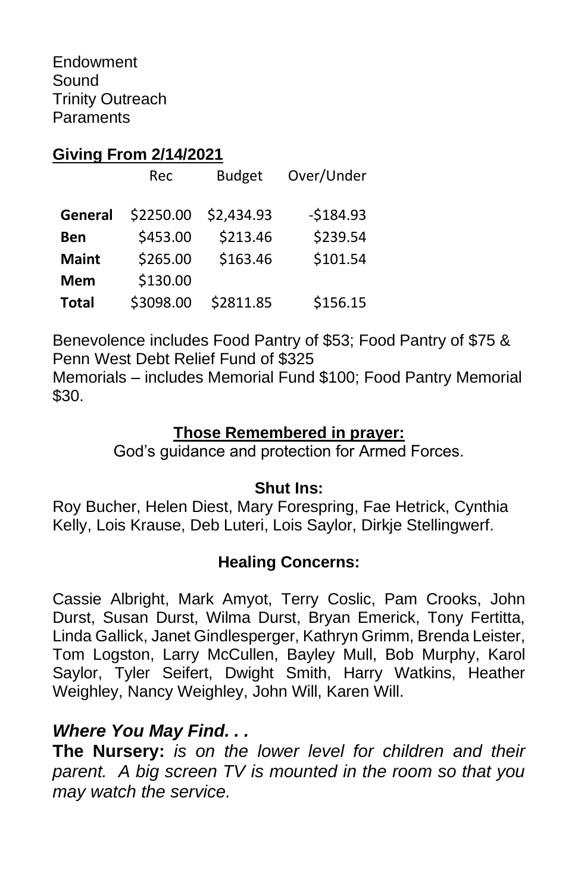Endowment
Sound
Trinity Outreach
Paraments

**Giving From 2/14/2021**

| | Rec | Budget | Over/Under |
|---|---|---|---|
| **General** | $2250.00 | $2,434.93 | -$184.93 |
| **Ben** | $453.00 | $213.46 | $239.54 |
| **Maint** | $265.00 | $163.46 | $101.54 |
| **Mem** | $130.00 | | |
| **Total** | $3098.00 | $2811.85 | $156.15 |

Benevolence includes Food Pantry of $53; Food Pantry of $75 & Penn West Debt Relief Fund of $325
Memorials – includes Memorial Fund $100; Food Pantry Memorial $30.

**Those Remembered in prayer:**

God's guidance and protection for Armed Forces.

**Shut Ins:**

Roy Bucher, Helen Diest, Mary Forespring, Fae Hetrick, Cynthia Kelly, Lois Krause, Deb Luteri, Lois Saylor, Dirkje Stellingwerf.

**Healing Concerns:**

Cassie Albright, Mark Amyot, Terry Coslic, Pam Crooks, John Durst, Susan Durst, Wilma Durst, Bryan Emerick, Tony Fertitta, Linda Gallick, Janet Gindlesperger, Kathryn Grimm, Brenda Leister, Tom Logston, Larry McCullen, Bayley Mull, Bob Murphy, Karol Saylor, Tyler Seifert, Dwight Smith, Harry Watkins, Heather Weighley, Nancy Weighley, John Will, Karen Will.

***Where You May Find. . .***

**The Nursery:** *is on the lower level for children and their parent. A big screen TV is mounted in the room so that you may watch the service.*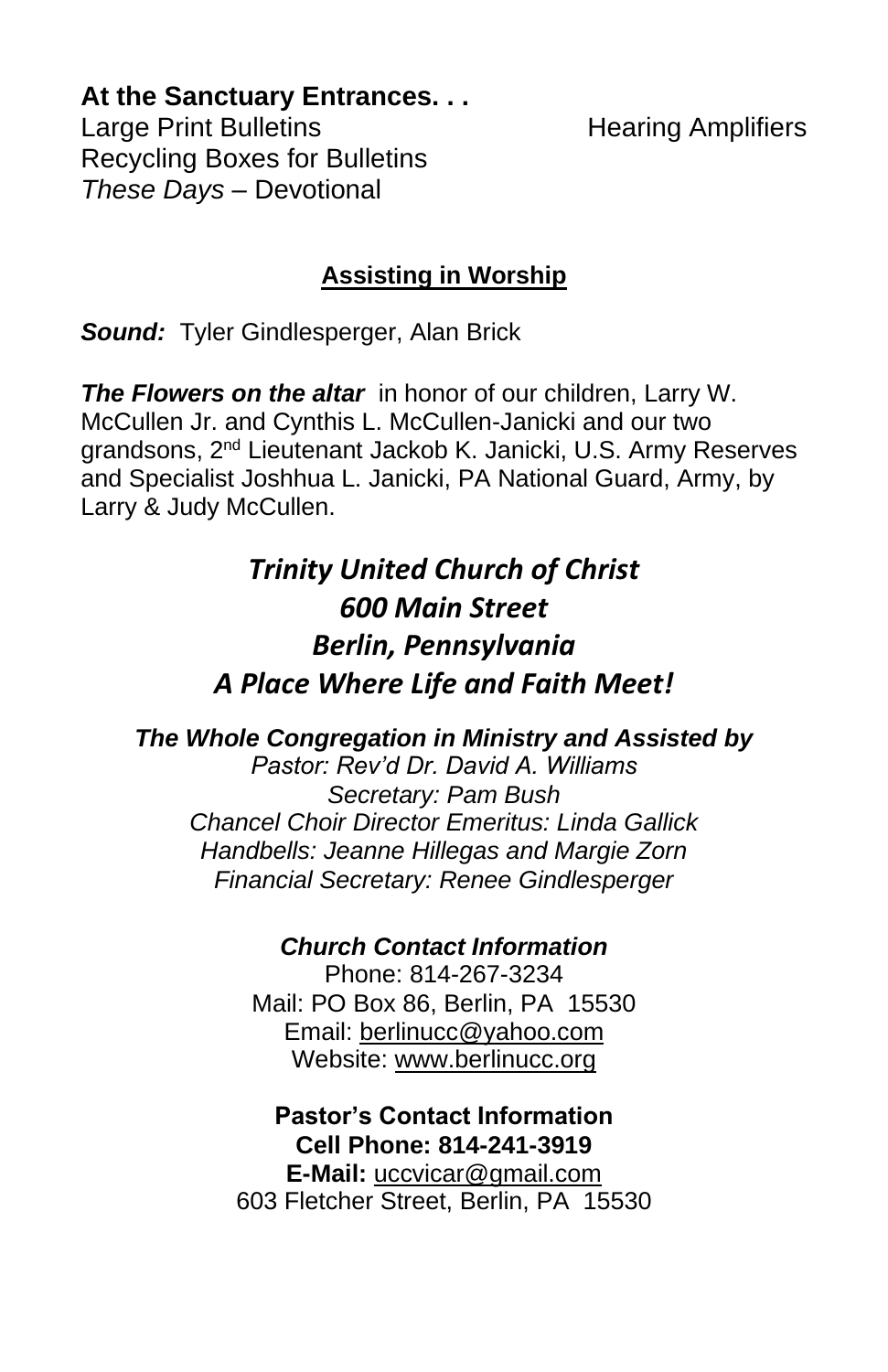**At the Sanctuary Entrances. . .**

Large Print Bulletins

Hearing Amplifiers

Recycling Boxes for Bulletins

*These Days* – Devotional

**Assisting in Worship**

***Sound:*** Tyler Gindlesperger, Alan Brick

***The Flowers on the altar*** in honor of our children, Larry W. McCullen Jr. and Cynthis L. McCullen-Janicki and our two grandsons, 2nd Lieutenant Jackob K. Janicki, U.S. Army Reserves and Specialist Joshhua L. Janicki, PA National Guard, Army, by Larry & Judy McCullen.

## *Trinity United Church of Christ*
## *600 Main Street*
## *Berlin, Pennsylvania*
## *A Place Where Life and Faith Meet!*

***The Whole Congregation in Ministry and Assisted by***

*Pastor: Rev'd Dr. David A. Williams*

*Secretary: Pam Bush*

*Chancel Choir Director Emeritus: Linda Gallick*

*Handbells: Jeanne Hillegas and Margie Zorn*

*Financial Secretary: Renee Gindlesperger*

***Church Contact Information***

Phone: 814-267-3234

Mail: PO Box 86, Berlin, PA 15530

Email: berlinucc@yahoo.com

Website: www.berlinucc.org

**Pastor's Contact Information**

**Cell Phone: 814-241-3919**

**E-Mail:** uccvicar@gmail.com

603 Fletcher Street, Berlin, PA 15530